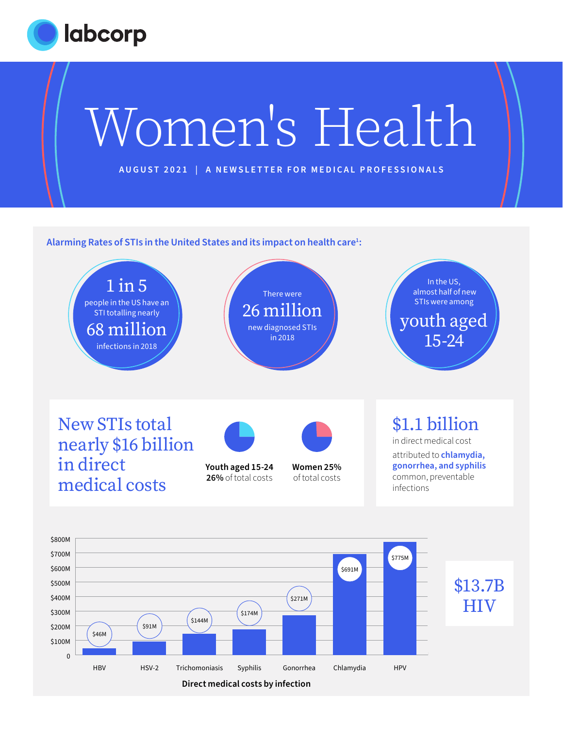labcorp

# Women's Health

AUGUST 2021 | A NEWSLETTER FOR MEDICAL PROFESSIONALS

## Alarming Rates of STIs in the United States and its impact on health care[1]:

**1 in 5** people in the US have an STI totalling nearly **68 million** infections in 2018

There were **26 million** new diagnosed STIs in 2018

In the US, almost half of new STIs were among **youth aged 15-24**

## New STIs total nearly $16 billion in direct medical costs

**Youth aged 15-24**
**26%** of total costs

**Women 25%**
of total costs

## $1.1 billion

in direct medical cost attributed to **chlamydia, gonorrhea, and syphilis** common, preventable infections

**Direct medical costs by infection**

| Infection | Direct medical cost |
| --- | --- |
| HBV | $46M |
| HSV-2 | $91M |
| Trichomoniasis | $144M |
| Syphilis | $174M |
| Gonorrhea | $271M |
| Chlamydia | $691M |
| HPV | $775M |

**$13.7B HIV**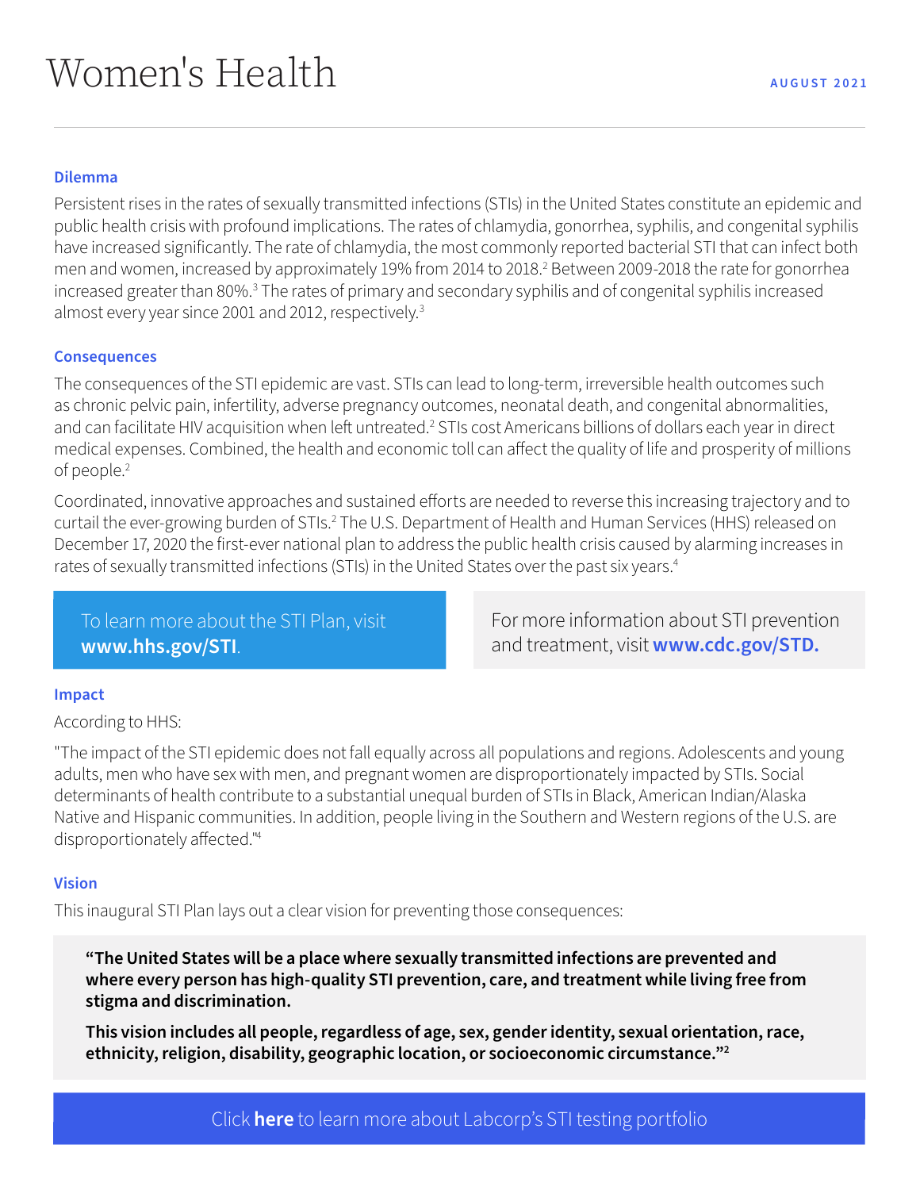# Women's Health

AUGUST 2021

### Dilemma

Persistent rises in the rates of sexually transmitted infections (STIs) in the United States constitute an epidemic and public health crisis with profound implications. The rates of chlamydia, gonorrhea, syphilis, and congenital syphilis have increased significantly. The rate of chlamydia, the most commonly reported bacterial STI that can infect both men and women, increased by approximately 19% from 2014 to 2018.[2] Between 2009-2018 the rate for gonorrhea increased greater than 80%.[3] The rates of primary and secondary syphilis and of congenital syphilis increased almost every year since 2001 and 2012, respectively.[3]

### Consequences

The consequences of the STI epidemic are vast. STIs can lead to long-term, irreversible health outcomes such as chronic pelvic pain, infertility, adverse pregnancy outcomes, neonatal death, and congenital abnormalities, and can facilitate HIV acquisition when left untreated.[2] STIs cost Americans billions of dollars each year in direct medical expenses. Combined, the health and economic toll can affect the quality of life and prosperity of millions of people.[2]

Coordinated, innovative approaches and sustained efforts are needed to reverse this increasing trajectory and to curtail the ever-growing burden of STIs.[2] The U.S. Department of Health and Human Services (HHS) released on December 17, 2020 the first-ever national plan to address the public health crisis caused by alarming increases in rates of sexually transmitted infections (STIs) in the United States over the past six years.[4]

To learn more about the STI Plan, visit **www.hhs.gov/STI**.

For more information about STI prevention and treatment, visit **www.cdc.gov/STD.**

### Impact

According to HHS:

"The impact of the STI epidemic does not fall equally across all populations and regions. Adolescents and young adults, men who have sex with men, and pregnant women are disproportionately impacted by STIs. Social determinants of health contribute to a substantial unequal burden of STIs in Black, American Indian/Alaska Native and Hispanic communities. In addition, people living in the Southern and Western regions of the U.S. are disproportionately affected."[4]

### Vision

This inaugural STI Plan lays out a clear vision for preventing those consequences:

> **"The United States will be a place where sexually transmitted infections are prevented and where every person has high-quality STI prevention, care, and treatment while living free from stigma and discrimination.**
>
> **This vision includes all people, regardless of age, sex, gender identity, sexual orientation, race, ethnicity, religion, disability, geographic location, or socioeconomic circumstance."[2]**

Click **here** to learn more about Labcorp's STI testing portfolio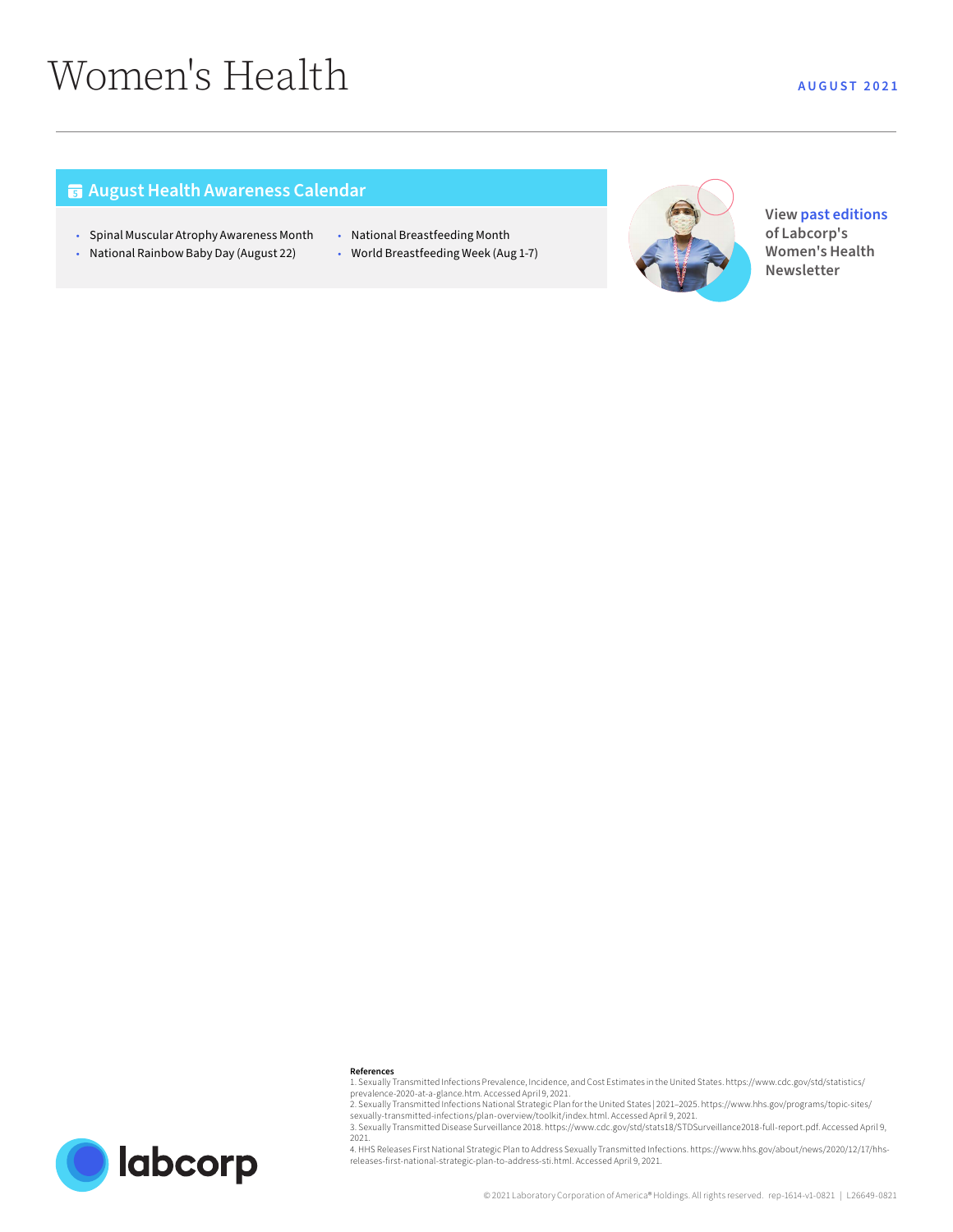# Women's Health

**AUGUST 2021**

## August Health Awareness Calendar

- Spinal Muscular Atrophy Awareness Month
- National Rainbow Baby Day (August 22)
- National Breastfeeding Month
- World Breastfeeding Week (Aug 1-7)

**View past editions of Labcorp's Women's Health Newsletter**

**References**

1. Sexually Transmitted Infections Prevalence, Incidence, and Cost Estimates in the United States. https://www.cdc.gov/std/statistics/prevalence-2020-at-a-glance.htm. Accessed April 9, 2021.
2. Sexually Transmitted Infections National Strategic Plan for the United States | 2021–2025. https://www.hhs.gov/programs/topic-sites/sexually-transmitted-infections/plan-overview/toolkit/index.html. Accessed April 9, 2021.
3. Sexually Transmitted Disease Surveillance 2018. https://www.cdc.gov/std/stats18/STDSurveillance2018-full-report.pdf. Accessed April 9, 2021.
4. HHS Releases First National Strategic Plan to Address Sexually Transmitted Infections. https://www.hhs.gov/about/news/2020/12/17/hhs-releases-first-national-strategic-plan-to-address-sti.html. Accessed April 9, 2021.

labcorp

© 2021 Laboratory Corporation of America® Holdings. All rights reserved. rep-1614-v1-0821 | L26649-0821